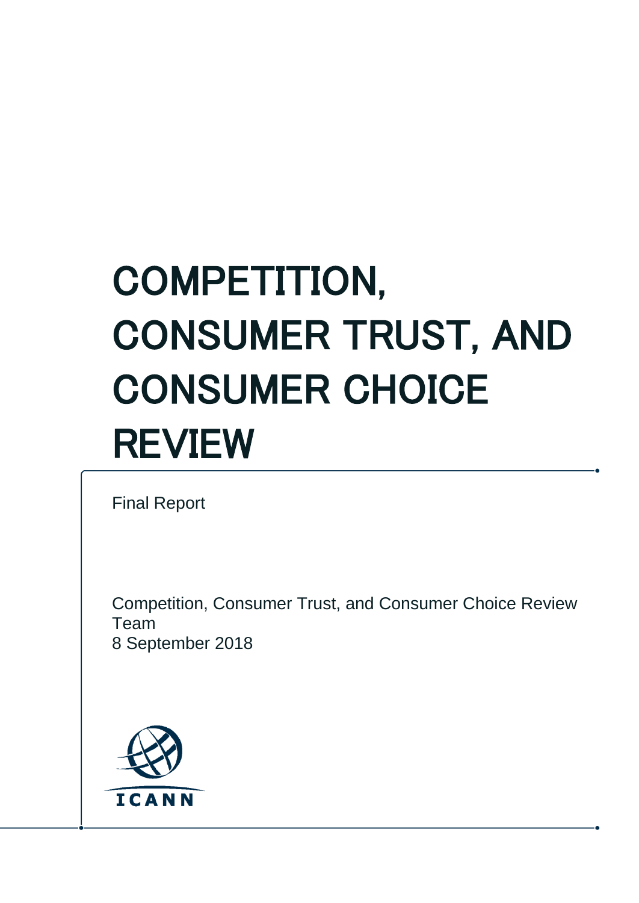# COMPETITION, CONSUMER TRUST, AND CONSUMER CHOICE REVIEW

Final Report

Competition, Consumer Trust, and Consumer Choice Review Team
8 September 2018

ICANN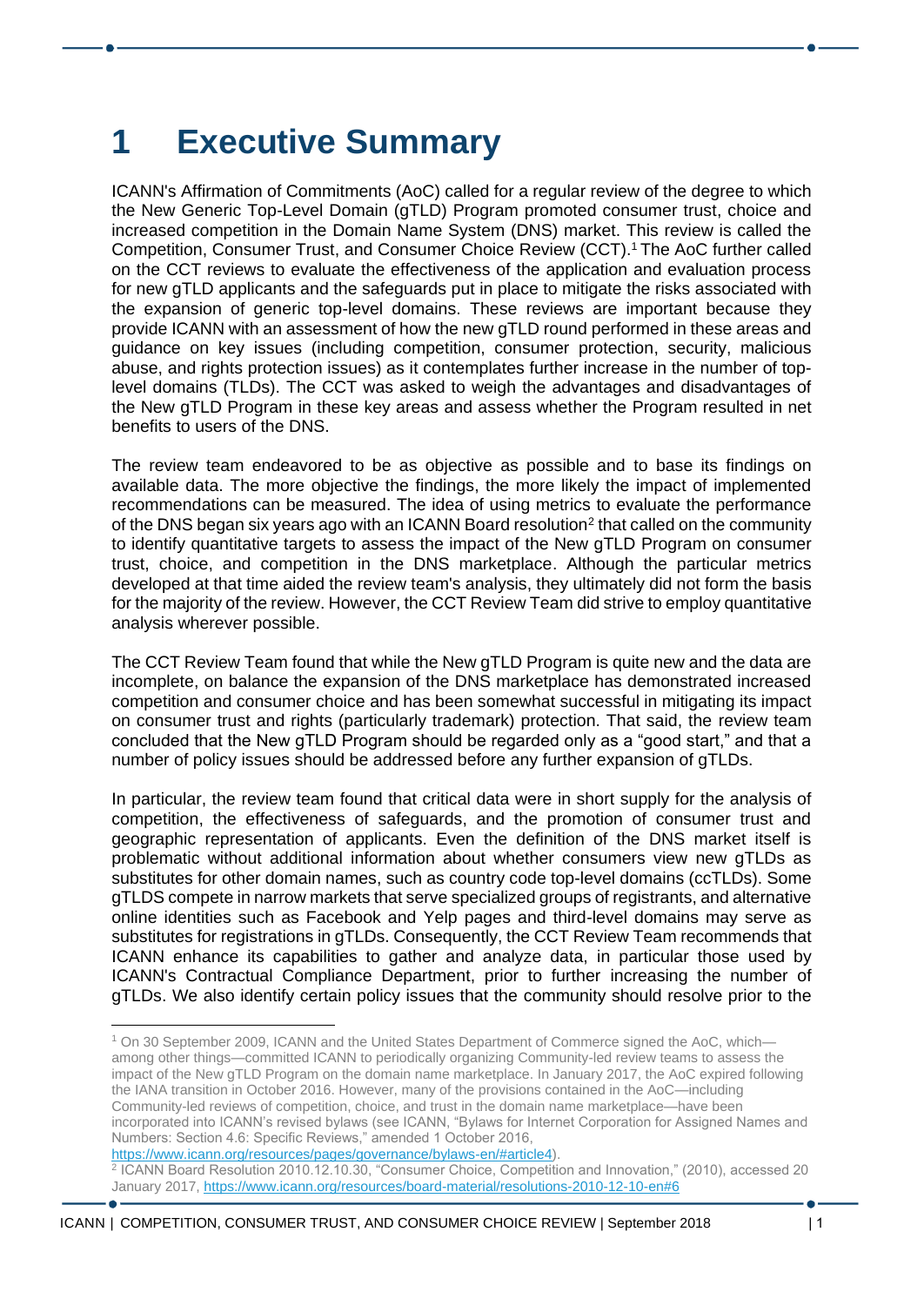# 1 Executive Summary

ICANN's Affirmation of Commitments (AoC) called for a regular review of the degree to which the New Generic Top-Level Domain (gTLD) Program promoted consumer trust, choice and increased competition in the Domain Name System (DNS) market. This review is called the Competition, Consumer Trust, and Consumer Choice Review (CCT).[1] The AoC further called on the CCT reviews to evaluate the effectiveness of the application and evaluation process for new gTLD applicants and the safeguards put in place to mitigate the risks associated with the expansion of generic top-level domains. These reviews are important because they provide ICANN with an assessment of how the new gTLD round performed in these areas and guidance on key issues (including competition, consumer protection, security, malicious abuse, and rights protection issues) as it contemplates further increase in the number of top-level domains (TLDs). The CCT was asked to weigh the advantages and disadvantages of the New gTLD Program in these key areas and assess whether the Program resulted in net benefits to users of the DNS.

The review team endeavored to be as objective as possible and to base its findings on available data. The more objective the findings, the more likely the impact of implemented recommendations can be measured. The idea of using metrics to evaluate the performance of the DNS began six years ago with an ICANN Board resolution[2] that called on the community to identify quantitative targets to assess the impact of the New gTLD Program on consumer trust, choice, and competition in the DNS marketplace. Although the particular metrics developed at that time aided the review team's analysis, they ultimately did not form the basis for the majority of the review. However, the CCT Review Team did strive to employ quantitative analysis wherever possible.

The CCT Review Team found that while the New gTLD Program is quite new and the data are incomplete, on balance the expansion of the DNS marketplace has demonstrated increased competition and consumer choice and has been somewhat successful in mitigating its impact on consumer trust and rights (particularly trademark) protection. That said, the review team concluded that the New gTLD Program should be regarded only as a "good start," and that a number of policy issues should be addressed before any further expansion of gTLDs.

In particular, the review team found that critical data were in short supply for the analysis of competition, the effectiveness of safeguards, and the promotion of consumer trust and geographic representation of applicants. Even the definition of the DNS market itself is problematic without additional information about whether consumers view new gTLDs as substitutes for other domain names, such as country code top-level domains (ccTLDs). Some gTLDS compete in narrow markets that serve specialized groups of registrants, and alternative online identities such as Facebook and Yelp pages and third-level domains may serve as substitutes for registrations in gTLDs. Consequently, the CCT Review Team recommends that ICANN enhance its capabilities to gather and analyze data, in particular those used by ICANN's Contractual Compliance Department, prior to further increasing the number of gTLDs. We also identify certain policy issues that the community should resolve prior to the

---

[1] On 30 September 2009, ICANN and the United States Department of Commerce signed the AoC, which—among other things—committed ICANN to periodically organizing Community-led review teams to assess the impact of the New gTLD Program on the domain name marketplace. In January 2017, the AoC expired following the IANA transition in October 2016. However, many of the provisions contained in the AoC—including Community-led reviews of competition, choice, and trust in the domain name marketplace—have been incorporated into ICANN's revised bylaws (see ICANN, "Bylaws for Internet Corporation for Assigned Names and Numbers: Section 4.6: Specific Reviews," amended 1 October 2016, https://www.icann.org/resources/pages/governance/bylaws-en/#article4).

[2] ICANN Board Resolution 2010.12.10.30, "Consumer Choice, Competition and Innovation," (2010), accessed 20 January 2017, https://www.icann.org/resources/board-material/resolutions-2010-12-10-en#6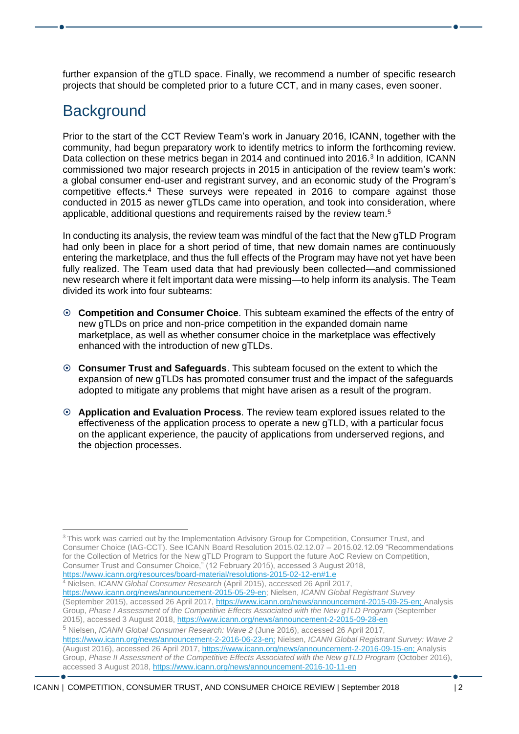further expansion of the gTLD space. Finally, we recommend a number of specific research projects that should be completed prior to a future CCT, and in many cases, even sooner.

## Background

Prior to the start of the CCT Review Team's work in January 2016, ICANN, together with the community, had begun preparatory work to identify metrics to inform the forthcoming review. Data collection on these metrics began in 2014 and continued into 2016.[3] In addition, ICANN commissioned two major research projects in 2015 in anticipation of the review team's work: a global consumer end-user and registrant survey, and an economic study of the Program's competitive effects.[4] These surveys were repeated in 2016 to compare against those conducted in 2015 as newer gTLDs came into operation, and took into consideration, where applicable, additional questions and requirements raised by the review team.[5]

In conducting its analysis, the review team was mindful of the fact that the New gTLD Program had only been in place for a short period of time, that new domain names are continuously entering the marketplace, and thus the full effects of the Program may have not yet have been fully realized. The Team used data that had previously been collected—and commissioned new research where it felt important data were missing—to help inform its analysis. The Team divided its work into four subteams:

- **Competition and Consumer Choice**. This subteam examined the effects of the entry of new gTLDs on price and non-price competition in the expanded domain name marketplace, as well as whether consumer choice in the marketplace was effectively enhanced with the introduction of new gTLDs.
- **Consumer Trust and Safeguards**. This subteam focused on the extent to which the expansion of new gTLDs has promoted consumer trust and the impact of the safeguards adopted to mitigate any problems that might have arisen as a result of the program.
- **Application and Evaluation Process**. The review team explored issues related to the effectiveness of the application process to operate a new gTLD, with a particular focus on the applicant experience, the paucity of applications from underserved regions, and the objection processes.

---

[3] This work was carried out by the Implementation Advisory Group for Competition, Consumer Trust, and Consumer Choice (IAG-CCT). See ICANN Board Resolution 2015.02.12.07 – 2015.02.12.09 "Recommendations for the Collection of Metrics for the New gTLD Program to Support the future AoC Review on Competition, Consumer Trust and Consumer Choice," (12 February 2015), accessed 3 August 2018, https://www.icann.org/resources/board-material/resolutions-2015-02-12-en#1.e

[4] Nielsen, *ICANN Global Consumer Research* (April 2015), accessed 26 April 2017, https://www.icann.org/news/announcement-2015-05-29-en; Nielsen, *ICANN Global Registrant Survey* (September 2015), accessed 26 April 2017, https://www.icann.org/news/announcement-2015-09-25-en; Analysis Group, *Phase I Assessment of the Competitive Effects Associated with the New gTLD Program* (September 2015), accessed 3 August 2018, https://www.icann.org/news/announcement-2-2015-09-28-en

[5] Nielsen, *ICANN Global Consumer Research: Wave 2* (June 2016), accessed 26 April 2017, https://www.icann.org/news/announcement-2-2016-06-23-en; Nielsen, *ICANN Global Registrant Survey: Wave 2* (August 2016), accessed 26 April 2017, https://www.icann.org/news/announcement-2-2016-09-15-en; Analysis Group, *Phase II Assessment of the Competitive Effects Associated with the New gTLD Program* (October 2016), accessed 3 August 2018, https://www.icann.org/news/announcement-2016-10-11-en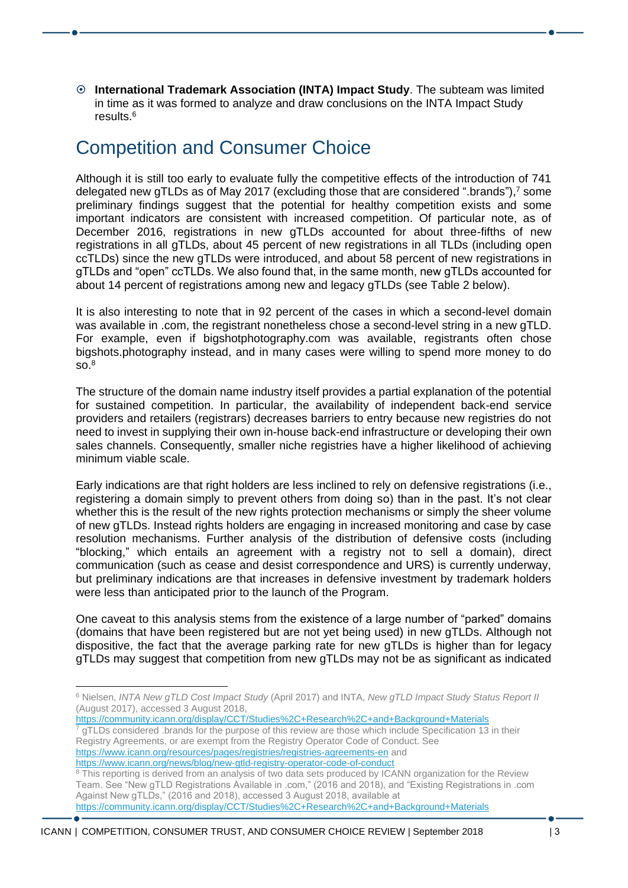- **International Trademark Association (INTA) Impact Study**. The subteam was limited in time as it was formed to analyze and draw conclusions on the INTA Impact Study results.[6]

## Competition and Consumer Choice

Although it is still too early to evaluate fully the competitive effects of the introduction of 741 delegated new gTLDs as of May 2017 (excluding those that are considered ".brands"),[7] some preliminary findings suggest that the potential for healthy competition exists and some important indicators are consistent with increased competition. Of particular note, as of December 2016, registrations in new gTLDs accounted for about three-fifths of new registrations in all gTLDs, about 45 percent of new registrations in all TLDs (including open ccTLDs) since the new gTLDs were introduced, and about 58 percent of new registrations in gTLDs and "open" ccTLDs. We also found that, in the same month, new gTLDs accounted for about 14 percent of registrations among new and legacy gTLDs (see Table 2 below).

It is also interesting to note that in 92 percent of the cases in which a second-level domain was available in .com, the registrant nonetheless chose a second-level string in a new gTLD. For example, even if bigshotphotography.com was available, registrants often chose bigshots.photography instead, and in many cases were willing to spend more money to do so.[8]

The structure of the domain name industry itself provides a partial explanation of the potential for sustained competition. In particular, the availability of independent back-end service providers and retailers (registrars) decreases barriers to entry because new registries do not need to invest in supplying their own in-house back-end infrastructure or developing their own sales channels. Consequently, smaller niche registries have a higher likelihood of achieving minimum viable scale.

Early indications are that right holders are less inclined to rely on defensive registrations (i.e., registering a domain simply to prevent others from doing so) than in the past. It's not clear whether this is the result of the new rights protection mechanisms or simply the sheer volume of new gTLDs. Instead rights holders are engaging in increased monitoring and case by case resolution mechanisms. Further analysis of the distribution of defensive costs (including "blocking," which entails an agreement with a registry not to sell a domain), direct communication (such as cease and desist correspondence and URS) is currently underway, but preliminary indications are that increases in defensive investment by trademark holders were less than anticipated prior to the launch of the Program.

One caveat to this analysis stems from the existence of a large number of "parked" domains (domains that have been registered but are not yet being used) in new gTLDs. Although not dispositive, the fact that the average parking rate for new gTLDs is higher than for legacy gTLDs may suggest that competition from new gTLDs may not be as significant as indicated

---

[6] Nielsen, *INTA New gTLD Cost Impact Study* (April 2017) and INTA, *New gTLD Impact Study Status Report II* (August 2017), accessed 3 August 2018, https://community.icann.org/display/CCT/Studies%2C+Research%2C+and+Background+Materials

[7] gTLDs considered .brands for the purpose of this review are those which include Specification 13 in their Registry Agreements, or are exempt from the Registry Operator Code of Conduct. See https://www.icann.org/resources/pages/registries/registries-agreements-en and https://www.icann.org/news/blog/new-gtld-registry-operator-code-of-conduct

[8] This reporting is derived from an analysis of two data sets produced by ICANN organization for the Review Team. See "New gTLD Registrations Available in .com," (2016 and 2018), and "Existing Registrations in .com Against New gTLDs," (2016 and 2018), accessed 3 August 2018, available at https://community.icann.org/display/CCT/Studies%2C+Research%2C+and+Background+Materials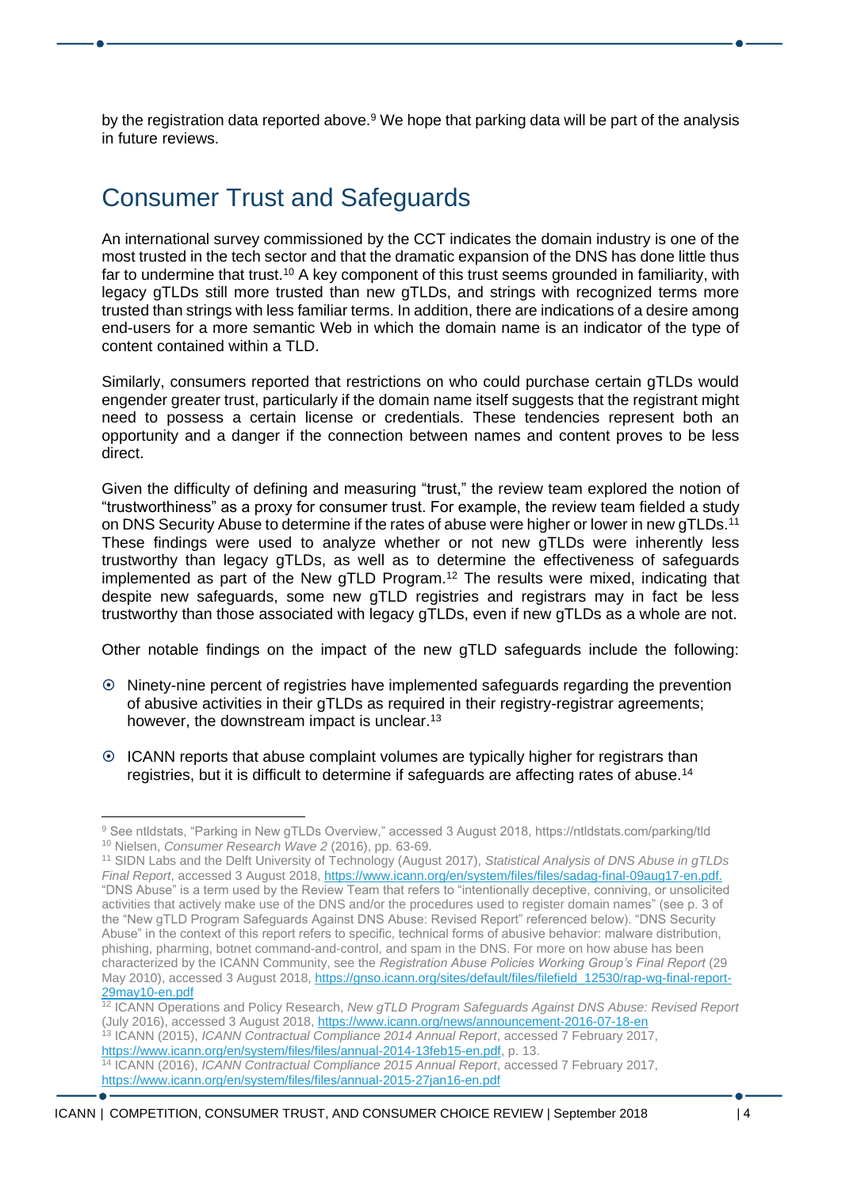by the registration data reported above.[9] We hope that parking data will be part of the analysis in future reviews.

## Consumer Trust and Safeguards

An international survey commissioned by the CCT indicates the domain industry is one of the most trusted in the tech sector and that the dramatic expansion of the DNS has done little thus far to undermine that trust.[10] A key component of this trust seems grounded in familiarity, with legacy gTLDs still more trusted than new gTLDs, and strings with recognized terms more trusted than strings with less familiar terms. In addition, there are indications of a desire among end-users for a more semantic Web in which the domain name is an indicator of the type of content contained within a TLD.

Similarly, consumers reported that restrictions on who could purchase certain gTLDs would engender greater trust, particularly if the domain name itself suggests that the registrant might need to possess a certain license or credentials. These tendencies represent both an opportunity and a danger if the connection between names and content proves to be less direct.

Given the difficulty of defining and measuring "trust," the review team explored the notion of "trustworthiness" as a proxy for consumer trust. For example, the review team fielded a study on DNS Security Abuse to determine if the rates of abuse were higher or lower in new gTLDs.[11] These findings were used to analyze whether or not new gTLDs were inherently less trustworthy than legacy gTLDs, as well as to determine the effectiveness of safeguards implemented as part of the New gTLD Program.[12] The results were mixed, indicating that despite new safeguards, some new gTLD registries and registrars may in fact be less trustworthy than those associated with legacy gTLDs, even if new gTLDs as a whole are not.

Other notable findings on the impact of the new gTLD safeguards include the following:

- Ninety-nine percent of registries have implemented safeguards regarding the prevention of abusive activities in their gTLDs as required in their registry-registrar agreements; however, the downstream impact is unclear.[13]
- ICANN reports that abuse complaint volumes are typically higher for registrars than registries, but it is difficult to determine if safeguards are affecting rates of abuse.[14]

---

[9] See ntldstats, "Parking in New gTLDs Overview," accessed 3 August 2018, https://ntldstats.com/parking/tld

[10] Nielsen, *Consumer Research Wave 2* (2016), pp. 63-69.

[11] SIDN Labs and the Delft University of Technology (August 2017), *Statistical Analysis of DNS Abuse in gTLDs Final Report*, accessed 3 August 2018, https://www.icann.org/en/system/files/files/sadag-final-09aug17-en.pdf. "DNS Abuse" is a term used by the Review Team that refers to "intentionally deceptive, conniving, or unsolicited activities that actively make use of the DNS and/or the procedures used to register domain names" (see p. 3 of the "New gTLD Program Safeguards Against DNS Abuse: Revised Report" referenced below). "DNS Security Abuse" in the context of this report refers to specific, technical forms of abusive behavior: malware distribution, phishing, pharming, botnet command-and-control, and spam in the DNS. For more on how abuse has been characterized by the ICANN Community, see the *Registration Abuse Policies Working Group's Final Report* (29 May 2010), accessed 3 August 2018, https://gnso.icann.org/sites/default/files/filefield_12530/rap-wg-final-report-29may10-en.pdf

[12] ICANN Operations and Policy Research, *New gTLD Program Safeguards Against DNS Abuse: Revised Report* (July 2016), accessed 3 August 2018, https://www.icann.org/news/announcement-2016-07-18-en

[13] ICANN (2015), *ICANN Contractual Compliance 2014 Annual Report*, accessed 7 February 2017, https://www.icann.org/en/system/files/files/annual-2014-13feb15-en.pdf, p. 13.

[14] ICANN (2016), *ICANN Contractual Compliance 2015 Annual Report*, accessed 7 February 2017, https://www.icann.org/en/system/files/files/annual-2015-27jan16-en.pdf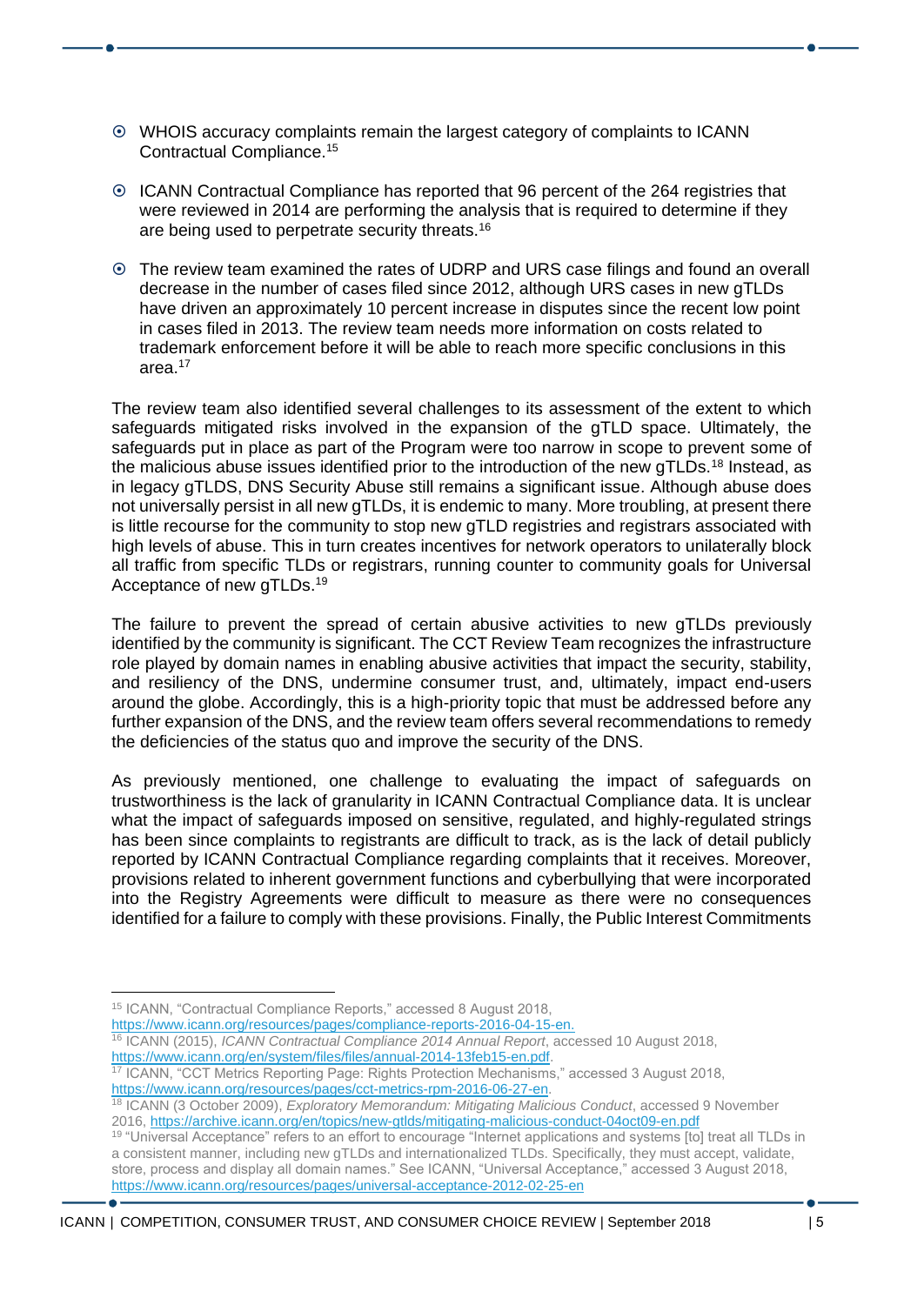- WHOIS accuracy complaints remain the largest category of complaints to ICANN Contractual Compliance.[15]

- ICANN Contractual Compliance has reported that 96 percent of the 264 registries that were reviewed in 2014 are performing the analysis that is required to determine if they are being used to perpetrate security threats.[16]

- The review team examined the rates of UDRP and URS case filings and found an overall decrease in the number of cases filed since 2012, although URS cases in new gTLDs have driven an approximately 10 percent increase in disputes since the recent low point in cases filed in 2013. The review team needs more information on costs related to trademark enforcement before it will be able to reach more specific conclusions in this area.[17]

The review team also identified several challenges to its assessment of the extent to which safeguards mitigated risks involved in the expansion of the gTLD space. Ultimately, the safeguards put in place as part of the Program were too narrow in scope to prevent some of the malicious abuse issues identified prior to the introduction of the new gTLDs.[18] Instead, as in legacy gTLDS, DNS Security Abuse still remains a significant issue. Although abuse does not universally persist in all new gTLDs, it is endemic to many. More troubling, at present there is little recourse for the community to stop new gTLD registries and registrars associated with high levels of abuse. This in turn creates incentives for network operators to unilaterally block all traffic from specific TLDs or registrars, running counter to community goals for Universal Acceptance of new gTLDs.[19]

The failure to prevent the spread of certain abusive activities to new gTLDs previously identified by the community is significant. The CCT Review Team recognizes the infrastructure role played by domain names in enabling abusive activities that impact the security, stability, and resiliency of the DNS, undermine consumer trust, and, ultimately, impact end-users around the globe. Accordingly, this is a high-priority topic that must be addressed before any further expansion of the DNS, and the review team offers several recommendations to remedy the deficiencies of the status quo and improve the security of the DNS.

As previously mentioned, one challenge to evaluating the impact of safeguards on trustworthiness is the lack of granularity in ICANN Contractual Compliance data. It is unclear what the impact of safeguards imposed on sensitive, regulated, and highly-regulated strings has been since complaints to registrants are difficult to track, as is the lack of detail publicly reported by ICANN Contractual Compliance regarding complaints that it receives. Moreover, provisions related to inherent government functions and cyberbullying that were incorporated into the Registry Agreements were difficult to measure as there were no consequences identified for a failure to comply with these provisions. Finally, the Public Interest Commitments

---

[15] ICANN, "Contractual Compliance Reports," accessed 8 August 2018, https://www.icann.org/resources/pages/compliance-reports-2016-04-15-en.

[16] ICANN (2015), *ICANN Contractual Compliance 2014 Annual Report*, accessed 10 August 2018, https://www.icann.org/en/system/files/files/annual-2014-13feb15-en.pdf.

[17] ICANN, "CCT Metrics Reporting Page: Rights Protection Mechanisms," accessed 3 August 2018, https://www.icann.org/resources/pages/cct-metrics-rpm-2016-06-27-en.

[18] ICANN (3 October 2009), *Exploratory Memorandum: Mitigating Malicious Conduct*, accessed 9 November 2016, https://archive.icann.org/en/topics/new-gtlds/mitigating-malicious-conduct-04oct09-en.pdf

[19] "Universal Acceptance" refers to an effort to encourage "Internet applications and systems [to] treat all TLDs in a consistent manner, including new gTLDs and internationalized TLDs. Specifically, they must accept, validate, store, process and display all domain names." See ICANN, "Universal Acceptance," accessed 3 August 2018, https://www.icann.org/resources/pages/universal-acceptance-2012-02-25-en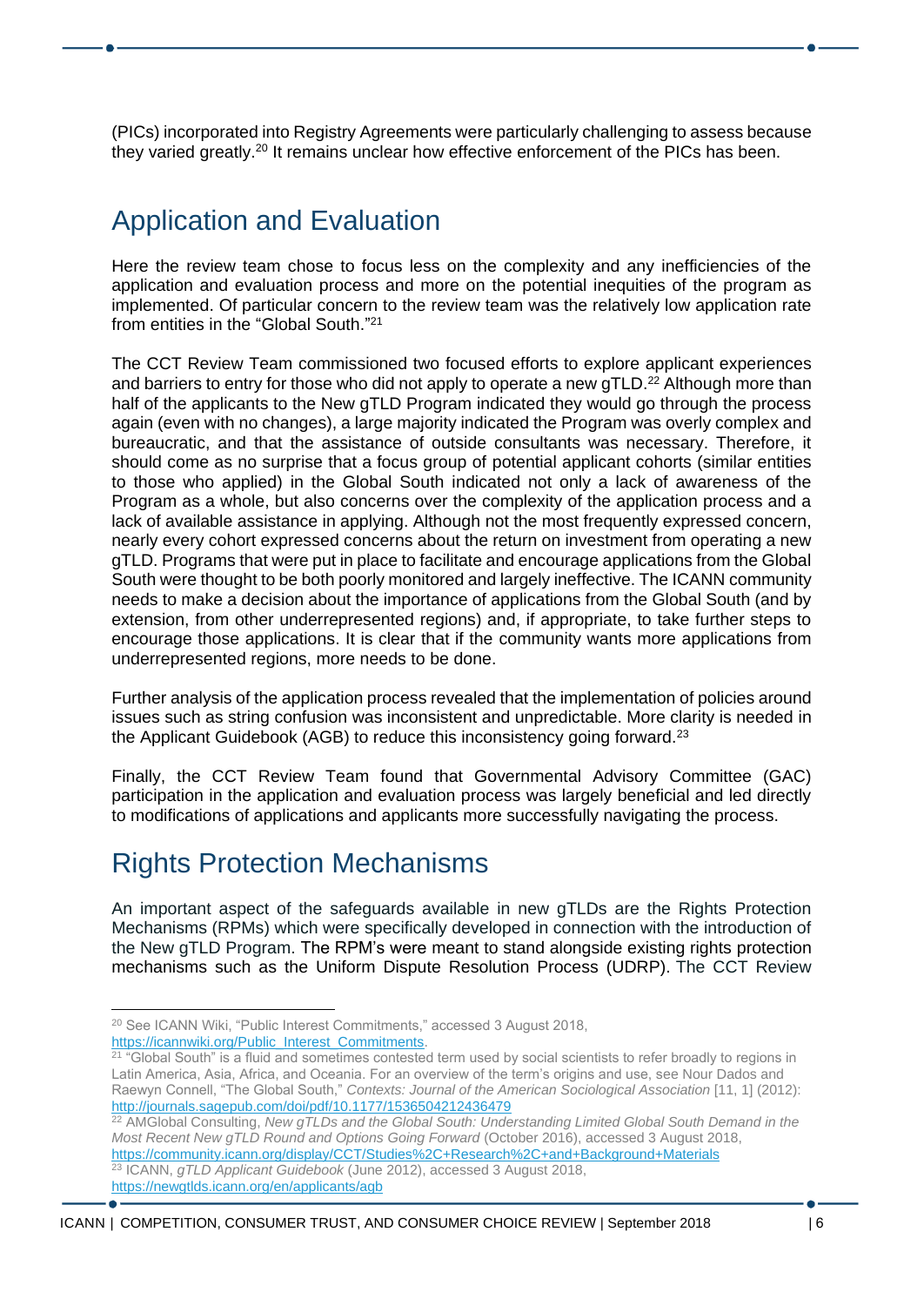(PICs) incorporated into Registry Agreements were particularly challenging to assess because they varied greatly.[20] It remains unclear how effective enforcement of the PICs has been.

## Application and Evaluation

Here the review team chose to focus less on the complexity and any inefficiencies of the application and evaluation process and more on the potential inequities of the program as implemented. Of particular concern to the review team was the relatively low application rate from entities in the "Global South."[21]

The CCT Review Team commissioned two focused efforts to explore applicant experiences and barriers to entry for those who did not apply to operate a new gTLD.[22] Although more than half of the applicants to the New gTLD Program indicated they would go through the process again (even with no changes), a large majority indicated the Program was overly complex and bureaucratic, and that the assistance of outside consultants was necessary. Therefore, it should come as no surprise that a focus group of potential applicant cohorts (similar entities to those who applied) in the Global South indicated not only a lack of awareness of the Program as a whole, but also concerns over the complexity of the application process and a lack of available assistance in applying. Although not the most frequently expressed concern, nearly every cohort expressed concerns about the return on investment from operating a new gTLD. Programs that were put in place to facilitate and encourage applications from the Global South were thought to be both poorly monitored and largely ineffective. The ICANN community needs to make a decision about the importance of applications from the Global South (and by extension, from other underrepresented regions) and, if appropriate, to take further steps to encourage those applications. It is clear that if the community wants more applications from underrepresented regions, more needs to be done.

Further analysis of the application process revealed that the implementation of policies around issues such as string confusion was inconsistent and unpredictable. More clarity is needed in the Applicant Guidebook (AGB) to reduce this inconsistency going forward.[23]

Finally, the CCT Review Team found that Governmental Advisory Committee (GAC) participation in the application and evaluation process was largely beneficial and led directly to modifications of applications and applicants more successfully navigating the process.

## Rights Protection Mechanisms

An important aspect of the safeguards available in new gTLDs are the Rights Protection Mechanisms (RPMs) which were specifically developed in connection with the introduction of the New gTLD Program. The RPM's were meant to stand alongside existing rights protection mechanisms such as the Uniform Dispute Resolution Process (UDRP). The CCT Review

---

[20] See ICANN Wiki, "Public Interest Commitments," accessed 3 August 2018, https://icannwiki.org/Public_Interest_Commitments.

[21] "Global South" is a fluid and sometimes contested term used by social scientists to refer broadly to regions in Latin America, Asia, Africa, and Oceania. For an overview of the term's origins and use, see Nour Dados and Raewyn Connell, "The Global South," *Contexts: Journal of the American Sociological Association* [11, 1] (2012): http://journals.sagepub.com/doi/pdf/10.1177/1536504212436479

[22] AMGlobal Consulting, *New gTLDs and the Global South: Understanding Limited Global South Demand in the Most Recent New gTLD Round and Options Going Forward* (October 2016), accessed 3 August 2018, https://community.icann.org/display/CCT/Studies%2C+Research%2C+and+Background+Materials

[23] ICANN, *gTLD Applicant Guidebook* (June 2012), accessed 3 August 2018, https://newgtlds.icann.org/en/applicants/agb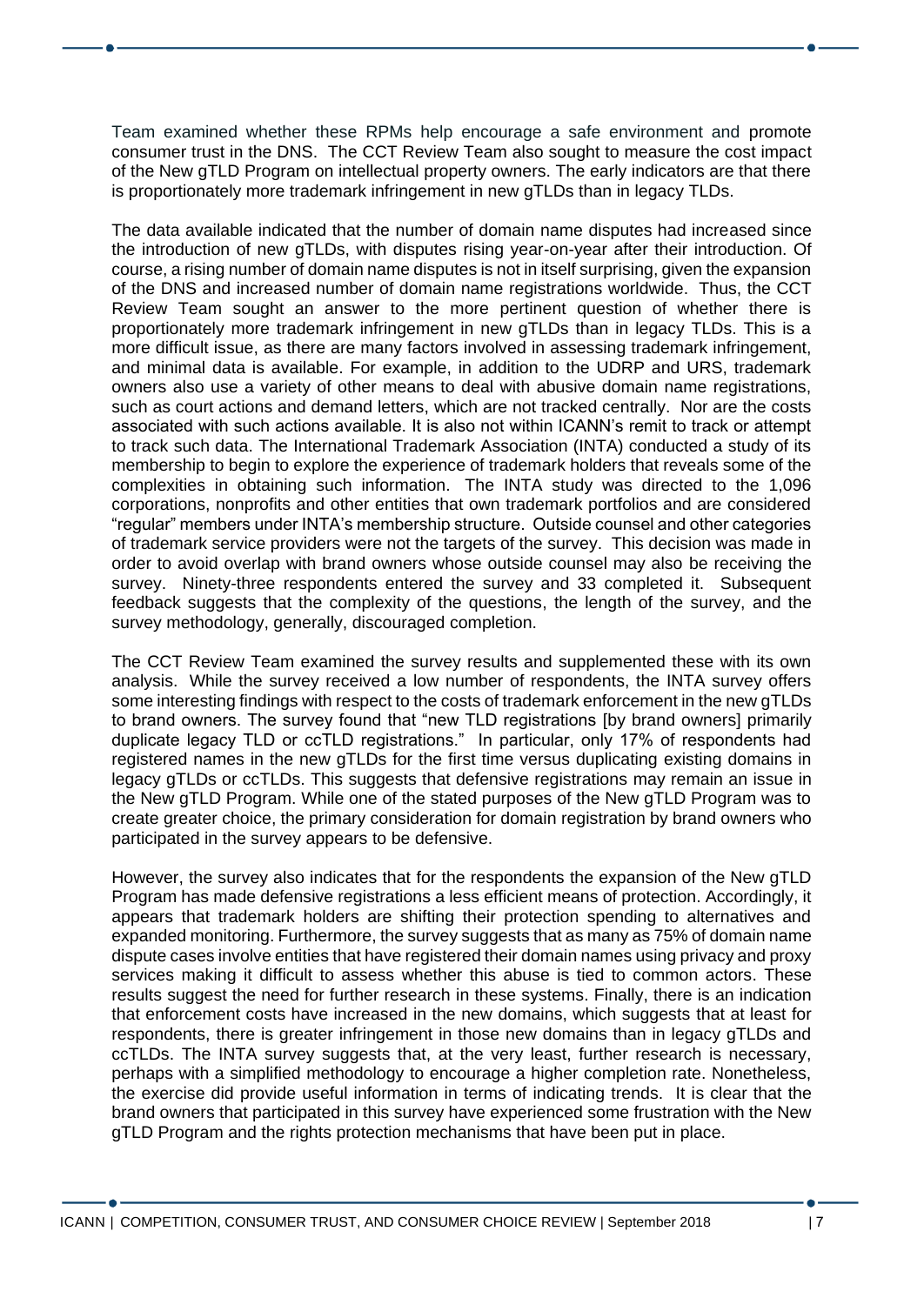Team examined whether these RPMs help encourage a safe environment and promote consumer trust in the DNS. The CCT Review Team also sought to measure the cost impact of the New gTLD Program on intellectual property owners. The early indicators are that there is proportionately more trademark infringement in new gTLDs than in legacy TLDs.

The data available indicated that the number of domain name disputes had increased since the introduction of new gTLDs, with disputes rising year-on-year after their introduction. Of course, a rising number of domain name disputes is not in itself surprising, given the expansion of the DNS and increased number of domain name registrations worldwide. Thus, the CCT Review Team sought an answer to the more pertinent question of whether there is proportionately more trademark infringement in new gTLDs than in legacy TLDs. This is a more difficult issue, as there are many factors involved in assessing trademark infringement, and minimal data is available. For example, in addition to the UDRP and URS, trademark owners also use a variety of other means to deal with abusive domain name registrations, such as court actions and demand letters, which are not tracked centrally. Nor are the costs associated with such actions available. It is also not within ICANN's remit to track or attempt to track such data. The International Trademark Association (INTA) conducted a study of its membership to begin to explore the experience of trademark holders that reveals some of the complexities in obtaining such information. The INTA study was directed to the 1,096 corporations, nonprofits and other entities that own trademark portfolios and are considered "regular" members under INTA's membership structure. Outside counsel and other categories of trademark service providers were not the targets of the survey. This decision was made in order to avoid overlap with brand owners whose outside counsel may also be receiving the survey. Ninety-three respondents entered the survey and 33 completed it. Subsequent feedback suggests that the complexity of the questions, the length of the survey, and the survey methodology, generally, discouraged completion.

The CCT Review Team examined the survey results and supplemented these with its own analysis. While the survey received a low number of respondents, the INTA survey offers some interesting findings with respect to the costs of trademark enforcement in the new gTLDs to brand owners. The survey found that "new TLD registrations [by brand owners] primarily duplicate legacy TLD or ccTLD registrations." In particular, only 17% of respondents had registered names in the new gTLDs for the first time versus duplicating existing domains in legacy gTLDs or ccTLDs. This suggests that defensive registrations may remain an issue in the New gTLD Program. While one of the stated purposes of the New gTLD Program was to create greater choice, the primary consideration for domain registration by brand owners who participated in the survey appears to be defensive.

However, the survey also indicates that for the respondents the expansion of the New gTLD Program has made defensive registrations a less efficient means of protection. Accordingly, it appears that trademark holders are shifting their protection spending to alternatives and expanded monitoring. Furthermore, the survey suggests that as many as 75% of domain name dispute cases involve entities that have registered their domain names using privacy and proxy services making it difficult to assess whether this abuse is tied to common actors. These results suggest the need for further research in these systems. Finally, there is an indication that enforcement costs have increased in the new domains, which suggests that at least for respondents, there is greater infringement in those new domains than in legacy gTLDs and ccTLDs. The INTA survey suggests that, at the very least, further research is necessary, perhaps with a simplified methodology to encourage a higher completion rate. Nonetheless, the exercise did provide useful information in terms of indicating trends. It is clear that the brand owners that participated in this survey have experienced some frustration with the New gTLD Program and the rights protection mechanisms that have been put in place.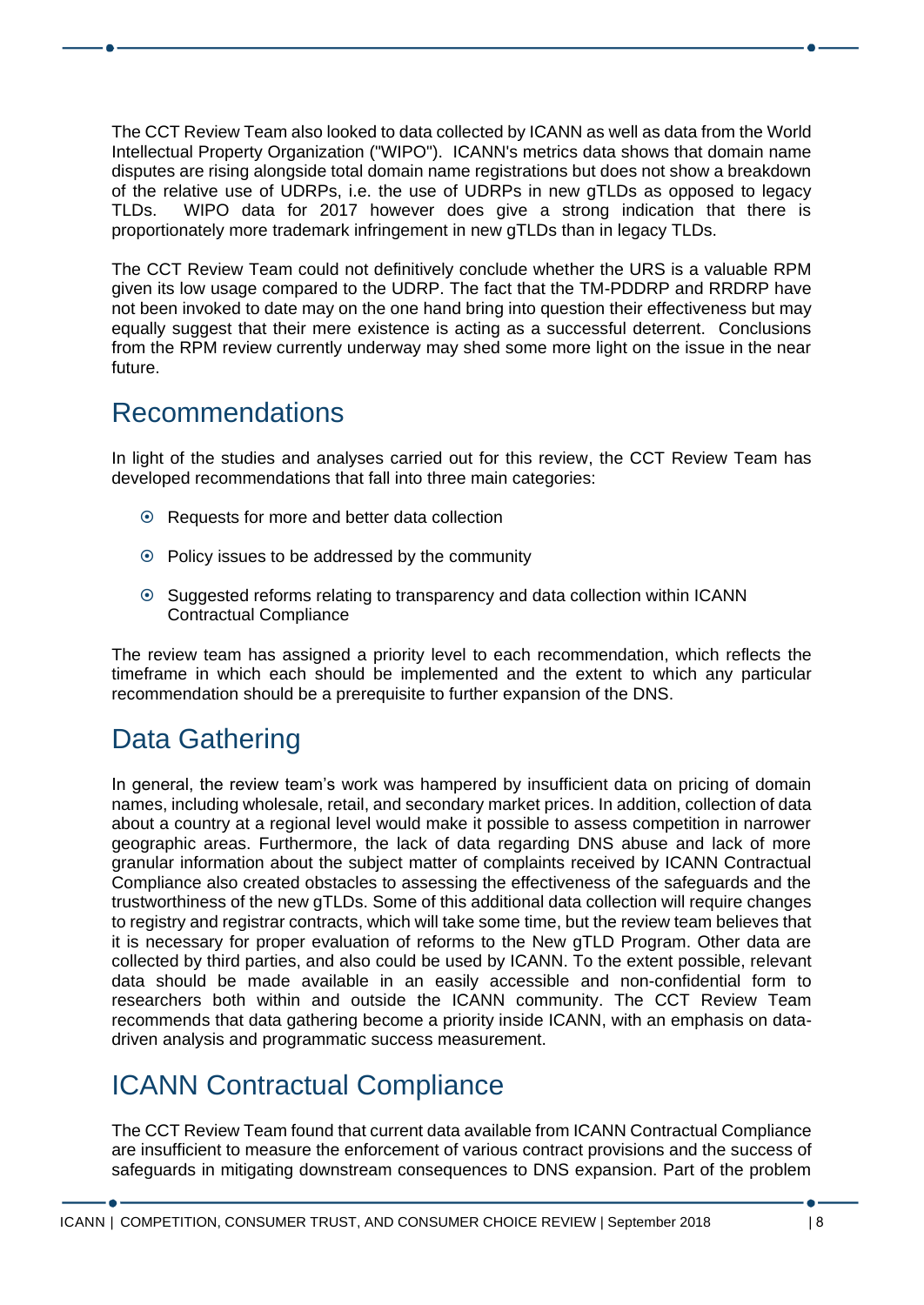The CCT Review Team also looked to data collected by ICANN as well as data from the World Intellectual Property Organization ("WIPO"). ICANN's metrics data shows that domain name disputes are rising alongside total domain name registrations but does not show a breakdown of the relative use of UDRPs, i.e. the use of UDRPs in new gTLDs as opposed to legacy TLDs. WIPO data for 2017 however does give a strong indication that there is proportionately more trademark infringement in new gTLDs than in legacy TLDs.

The CCT Review Team could not definitively conclude whether the URS is a valuable RPM given its low usage compared to the UDRP. The fact that the TM-PDDRP and RRDRP have not been invoked to date may on the one hand bring into question their effectiveness but may equally suggest that their mere existence is acting as a successful deterrent. Conclusions from the RPM review currently underway may shed some more light on the issue in the near future.

## Recommendations

In light of the studies and analyses carried out for this review, the CCT Review Team has developed recommendations that fall into three main categories:

- Requests for more and better data collection
- Policy issues to be addressed by the community
- Suggested reforms relating to transparency and data collection within ICANN Contractual Compliance

The review team has assigned a priority level to each recommendation, which reflects the timeframe in which each should be implemented and the extent to which any particular recommendation should be a prerequisite to further expansion of the DNS.

## Data Gathering

In general, the review team's work was hampered by insufficient data on pricing of domain names, including wholesale, retail, and secondary market prices. In addition, collection of data about a country at a regional level would make it possible to assess competition in narrower geographic areas. Furthermore, the lack of data regarding DNS abuse and lack of more granular information about the subject matter of complaints received by ICANN Contractual Compliance also created obstacles to assessing the effectiveness of the safeguards and the trustworthiness of the new gTLDs. Some of this additional data collection will require changes to registry and registrar contracts, which will take some time, but the review team believes that it is necessary for proper evaluation of reforms to the New gTLD Program. Other data are collected by third parties, and also could be used by ICANN. To the extent possible, relevant data should be made available in an easily accessible and non-confidential form to researchers both within and outside the ICANN community. The CCT Review Team recommends that data gathering become a priority inside ICANN, with an emphasis on data-driven analysis and programmatic success measurement.

## ICANN Contractual Compliance

The CCT Review Team found that current data available from ICANN Contractual Compliance are insufficient to measure the enforcement of various contract provisions and the success of safeguards in mitigating downstream consequences to DNS expansion. Part of the problem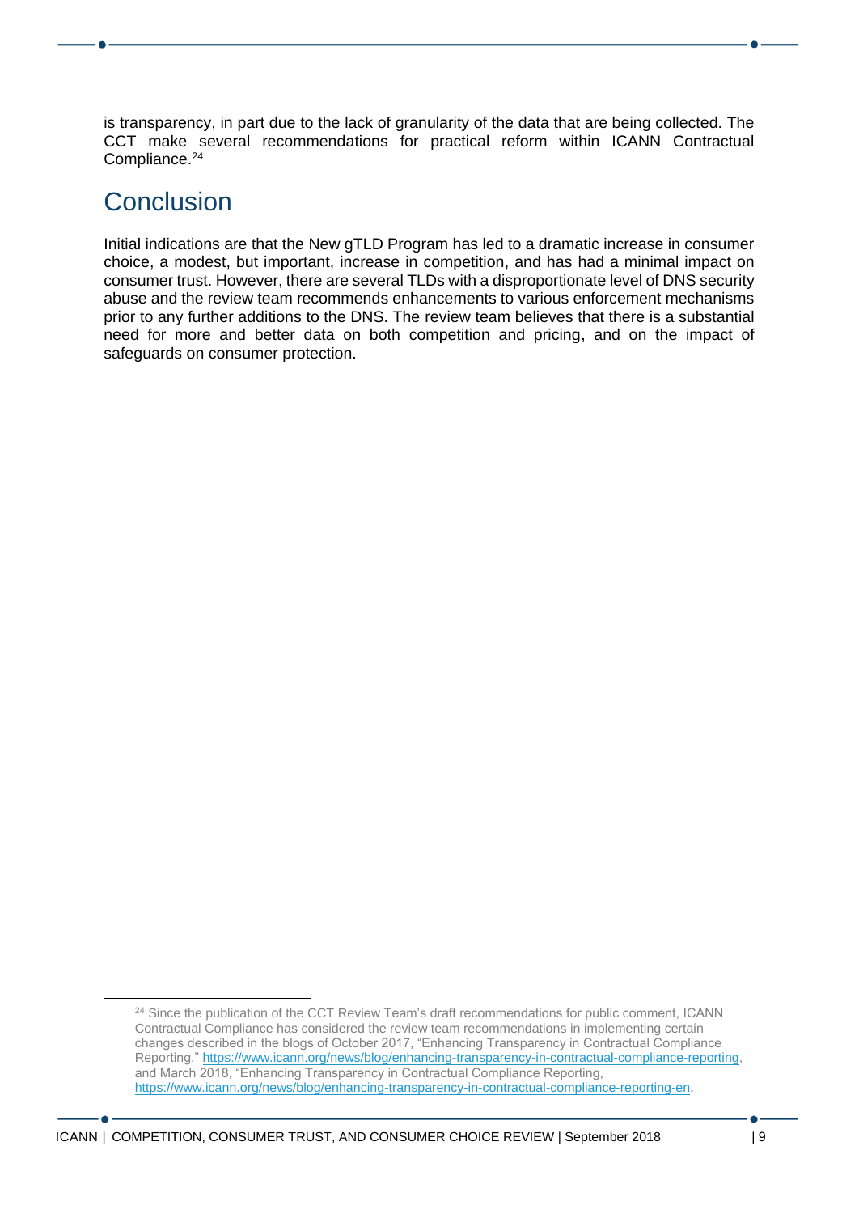is transparency, in part due to the lack of granularity of the data that are being collected. The CCT make several recommendations for practical reform within ICANN Contractual Compliance.[24]

## Conclusion

Initial indications are that the New gTLD Program has led to a dramatic increase in consumer choice, a modest, but important, increase in competition, and has had a minimal impact on consumer trust. However, there are several TLDs with a disproportionate level of DNS security abuse and the review team recommends enhancements to various enforcement mechanisms prior to any further additions to the DNS. The review team believes that there is a substantial need for more and better data on both competition and pricing, and on the impact of safeguards on consumer protection.

---

[24] Since the publication of the CCT Review Team's draft recommendations for public comment, ICANN Contractual Compliance has considered the review team recommendations in implementing certain changes described in the blogs of October 2017, "Enhancing Transparency in Contractual Compliance Reporting," https://www.icann.org/news/blog/enhancing-transparency-in-contractual-compliance-reporting, and March 2018, "Enhancing Transparency in Contractual Compliance Reporting, https://www.icann.org/news/blog/enhancing-transparency-in-contractual-compliance-reporting-en.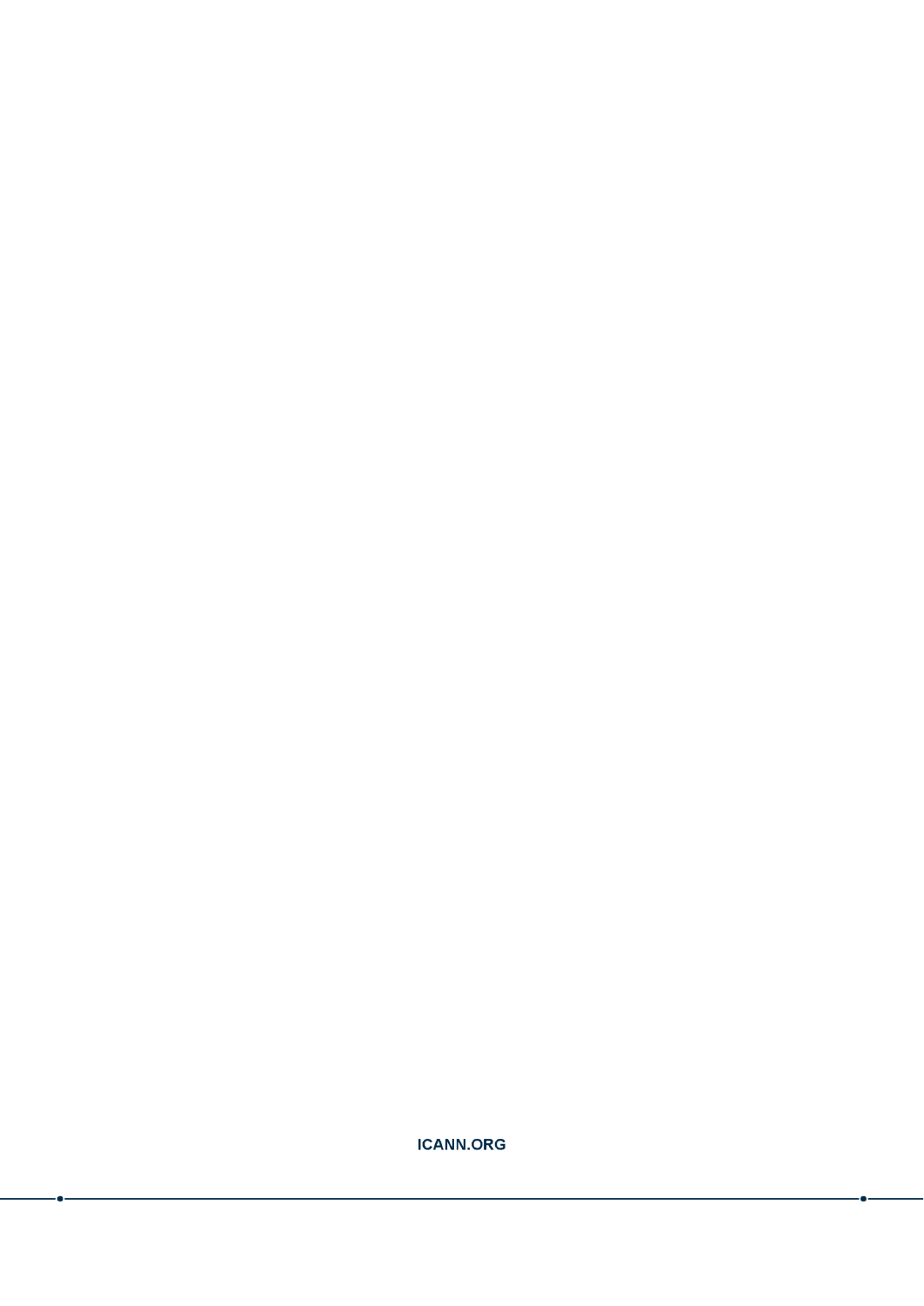ICANN.ORG